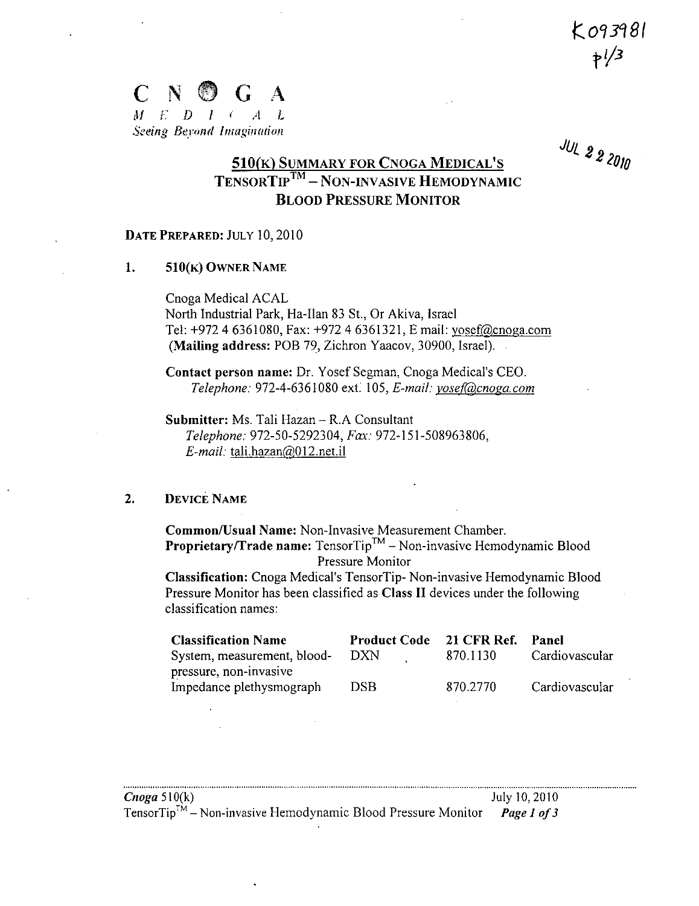K093981
p1/3

**C N O G A**
*M E D I C A L*
*Seeing Beyond Imagination*

JUL 22 2010

# 510(K) SUMMARY FOR CNOGA MEDICAL'S TENSORTIP™ – NON-INVASIVE HEMODYNAMIC BLOOD PRESSURE MONITOR

**DATE PREPARED:** JULY 10, 2010

## 1. 510(K) OWNER NAME

Cnoga Medical ACAL
North Industrial Park, Ha-Ilan 83 St., Or Akiva, Israel
Tel: +972 4 6361080, Fax: +972 4 6361321, E mail: yosef@cnoga.com
(**Mailing address:** POB 79, Zichron Yaacov, 30900, Israel).

**Contact person name:** Dr. Yosef Segman, Cnoga Medical's CEO.
*Telephone:* 972-4-6361080 ext. 105, *E-mail:* yosef@cnoga.com

**Submitter:** Ms. Tali Hazan – R.A Consultant
*Telephone:* 972-50-5292304, *Fax:* 972-151-508963806,
*E-mail:* tali.hazan@012.net.il

## 2. DEVICE NAME

**Common/Usual Name:** Non-Invasive Measurement Chamber.
**Proprietary/Trade name:** TensorTip™ – Non-invasive Hemodynamic Blood Pressure Monitor
**Classification:** Cnoga Medical's TensorTip- Non-invasive Hemodynamic Blood Pressure Monitor has been classified as **Class II** devices under the following classification names:

| Classification Name | Product Code | 21 CFR Ref. | Panel |
|---|---|---|---|
| System, measurement, blood-pressure, non-invasive | DXN | 870.1130 | Cardiovascular |
| Impedance plethysmograph | DSB | 870.2770 | Cardiovascular |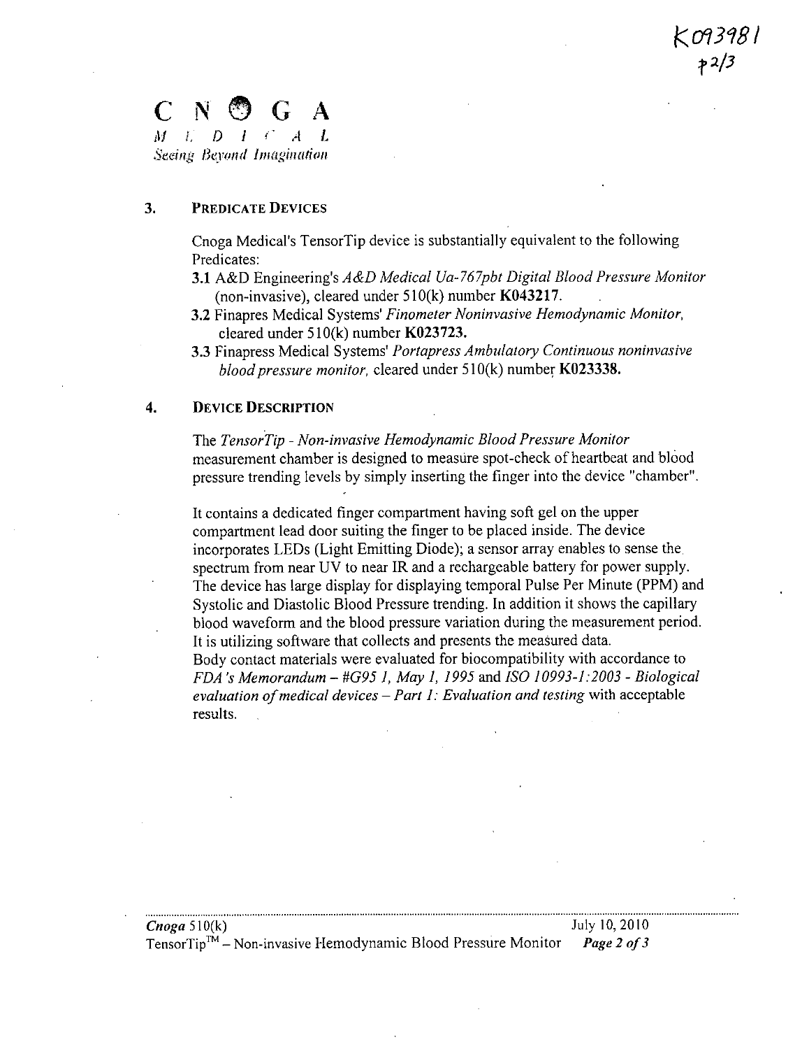K093981
p2/3

**CNOGA**
MEDICAL
*Seeing Beyond Imagination*

### 3. PREDICATE DEVICES

Cnoga Medical's TensorTip device is substantially equivalent to the following Predicates:

**3.1** A&D Engineering's *A&D Medical Ua-767pbt Digital Blood Pressure Monitor* (non-invasive), cleared under 510(k) number **K043217**.

**3.2** Finapres Medical Systems' *Finometer Noninvasive Hemodynamic Monitor,* cleared under 510(k) number **K023723.**

**3.3** Finapress Medical Systems' *Portapress Ambulatory Continuous noninvasive blood pressure monitor,* cleared under 510(k) number **K023338.**

### 4. DEVICE DESCRIPTION

The *TensorTip - Non-invasive Hemodynamic Blood Pressure Monitor* measurement chamber is designed to measure spot-check of heartbeat and blood pressure trending levels by simply inserting the finger into the device "chamber".

It contains a dedicated finger compartment having soft gel on the upper compartment lead door suiting the finger to be placed inside. The device incorporates LEDs (Light Emitting Diode); a sensor array enables to sense the spectrum from near UV to near IR and a rechargeable battery for power supply. The device has large display for displaying temporal Pulse Per Minute (PPM) and Systolic and Diastolic Blood Pressure trending. In addition it shows the capillary blood waveform and the blood pressure variation during the measurement period. It is utilizing software that collects and presents the measured data.
Body contact materials were evaluated for biocompatibility with accordance to *FDA's Memorandum – #G95 1, May 1, 1995* and *ISO 10993-1:2003 - Biological evaluation of medical devices – Part 1: Evaluation and testing* with acceptable results.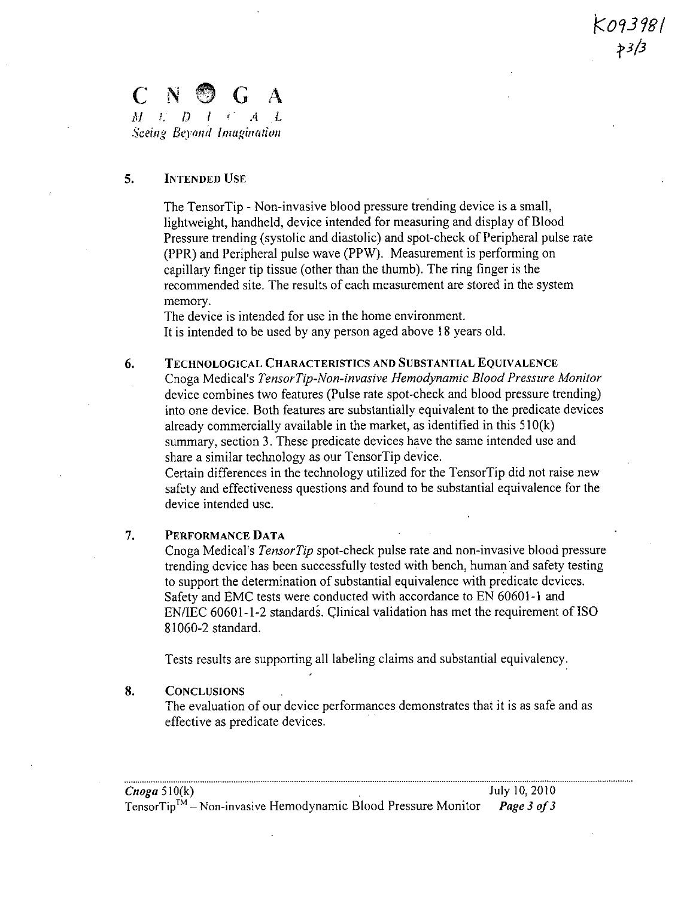K093981

p3/3

C N O G A

MEDICAL

Seeing Beyond Imagination

## 5. INTENDED USE

The TensorTip - Non-invasive blood pressure trending device is a small, lightweight, handheld, device intended for measuring and display of Blood Pressure trending (systolic and diastolic) and spot-check of Peripheral pulse rate (PPR) and Peripheral pulse wave (PPW). Measurement is performing on capillary finger tip tissue (other than the thumb). The ring finger is the recommended site. The results of each measurement are stored in the system memory.

The device is intended for use in the home environment.

It is intended to be used by any person aged above 18 years old.

## 6. TECHNOLOGICAL CHARACTERISTICS AND SUBSTANTIAL EQUIVALENCE

Cnoga Medical's *TensorTip-Non-invasive Hemodynamic Blood Pressure Monitor* device combines two features (Pulse rate spot-check and blood pressure trending) into one device. Both features are substantially equivalent to the predicate devices already commercially available in the market, as identified in this 510(k) summary, section 3. These predicate devices have the same intended use and share a similar technology as our TensorTip device.

Certain differences in the technology utilized for the TensorTip did not raise new safety and effectiveness questions and found to be substantial equivalence for the device intended use.

## 7. PERFORMANCE DATA

Cnoga Medical's *TensorTip* spot-check pulse rate and non-invasive blood pressure trending device has been successfully tested with bench, human and safety testing to support the determination of substantial equivalence with predicate devices. Safety and EMC tests were conducted with accordance to EN 60601-1 and EN/IEC 60601-1-2 standards. Clinical validation has met the requirement of ISO 81060-2 standard.

Tests results are supporting all labeling claims and substantial equivalency.

## 8. CONCLUSIONS

The evaluation of our device performances demonstrates that it is as safe and as effective as predicate devices.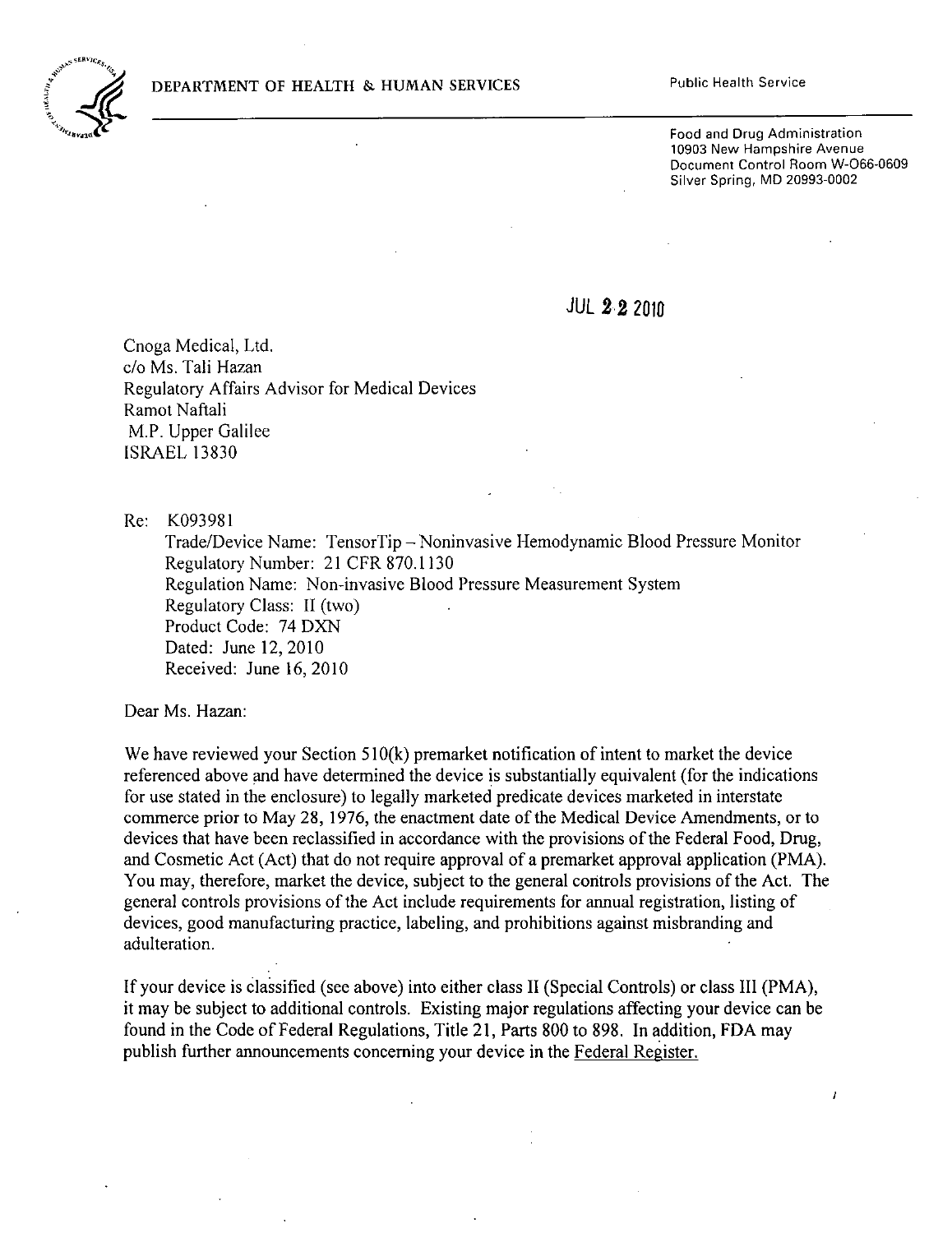DEPARTMENT OF HEALTH & HUMAN SERVICES

Public Health Service

Food and Drug Administration
10903 New Hampshire Avenue
Document Control Room W-O66-0609
Silver Spring, MD 20993-0002

JUL 22 2010

Cnoga Medical, Ltd.
c/o Ms. Tali Hazan
Regulatory Affairs Advisor for Medical Devices
Ramot Naftali
M.P. Upper Galilee
ISRAEL 13830

Re: K093981
Trade/Device Name: TensorTip – Noninvasive Hemodynamic Blood Pressure Monitor
Regulatory Number: 21 CFR 870.1130
Regulation Name: Non-invasive Blood Pressure Measurement System
Regulatory Class: II (two)
Product Code: 74 DXN
Dated: June 12, 2010
Received: June 16, 2010

Dear Ms. Hazan:

We have reviewed your Section 510(k) premarket notification of intent to market the device referenced above and have determined the device is substantially equivalent (for the indications for use stated in the enclosure) to legally marketed predicate devices marketed in interstate commerce prior to May 28, 1976, the enactment date of the Medical Device Amendments, or to devices that have been reclassified in accordance with the provisions of the Federal Food, Drug, and Cosmetic Act (Act) that do not require approval of a premarket approval application (PMA). You may, therefore, market the device, subject to the general controls provisions of the Act. The general controls provisions of the Act include requirements for annual registration, listing of devices, good manufacturing practice, labeling, and prohibitions against misbranding and adulteration.

If your device is classified (see above) into either class II (Special Controls) or class III (PMA), it may be subject to additional controls. Existing major regulations affecting your device can be found in the Code of Federal Regulations, Title 21, Parts 800 to 898. In addition, FDA may publish further announcements concerning your device in the Federal Register.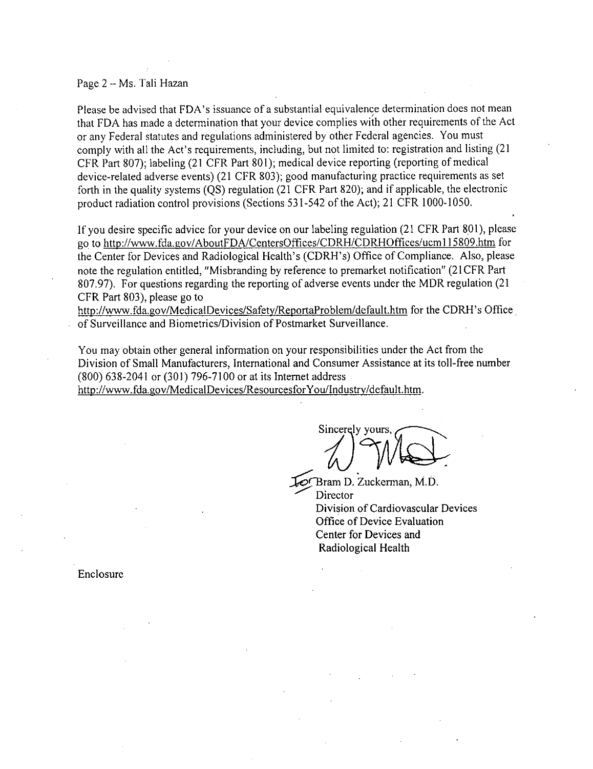Page 2 -- Ms. Tali Hazan

Please be advised that FDA's issuance of a substantial equivalence determination does not mean that FDA has made a determination that your device complies with other requirements of the Act or any Federal statutes and regulations administered by other Federal agencies. You must comply with all the Act's requirements, including, but not limited to: registration and listing (21 CFR Part 807); labeling (21 CFR Part 801); medical device reporting (reporting of medical device-related adverse events) (21 CFR 803); good manufacturing practice requirements as set forth in the quality systems (QS) regulation (21 CFR Part 820); and if applicable, the electronic product radiation control provisions (Sections 531-542 of the Act); 21 CFR 1000-1050.

If you desire specific advice for your device on our labeling regulation (21 CFR Part 801), please go to http://www.fda.gov/AboutFDA/CentersOffices/CDRH/CDRHOffices/ucm115809.htm for the Center for Devices and Radiological Health's (CDRH's) Office of Compliance. Also, please note the regulation entitled, "Misbranding by reference to premarket notification" (21CFR Part 807.97). For questions regarding the reporting of adverse events under the MDR regulation (21 CFR Part 803), please go to http://www.fda.gov/MedicalDevices/Safety/ReportaProblem/default.htm for the CDRH's Office of Surveillance and Biometrics/Division of Postmarket Surveillance.

You may obtain other general information on your responsibilities under the Act from the Division of Small Manufacturers, International and Consumer Assistance at its toll-free number (800) 638-2041 or (301) 796-7100 or at its Internet address http://www.fda.gov/MedicalDevices/ResourcesforYou/Industry/default.htm.

Sincerely yours,

for Bram D. Zuckerman, M.D.
Director
Division of Cardiovascular Devices
Office of Device Evaluation
Center for Devices and
Radiological Health

Enclosure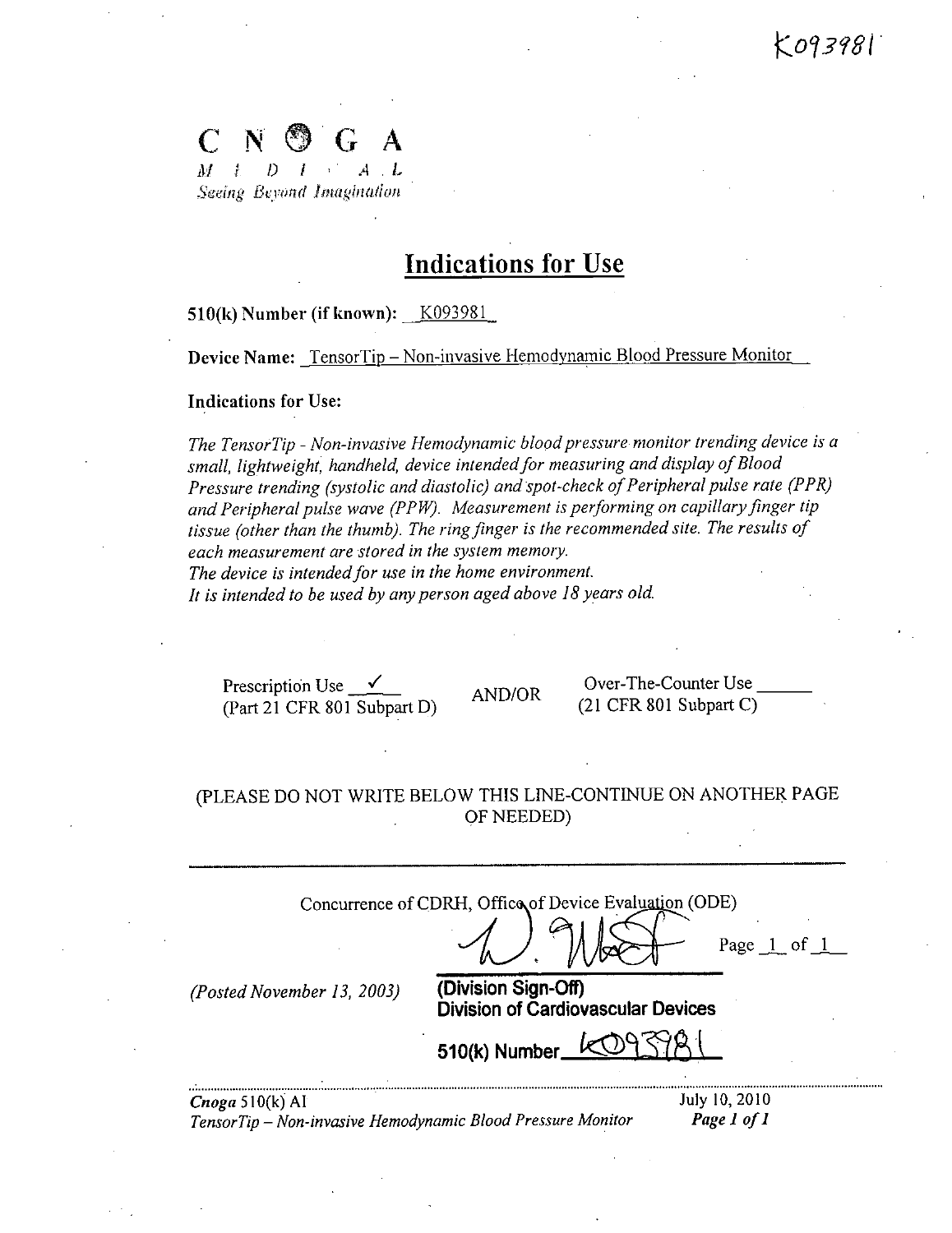K093981

C N G A
MEDICAL
Seeing Beyond Imagination

# Indications for Use

**510(k) Number (if known):** K093981

**Device Name:** TensorTip – Non-invasive Hemodynamic Blood Pressure Monitor

**Indications for Use:**

*The TensorTip - Non-invasive Hemodynamic blood pressure monitor trending device is a small, lightweight, handheld, device intended for measuring and display of Blood Pressure trending (systolic and diastolic) and spot-check of Peripheral pulse rate (PPR) and Peripheral pulse wave (PPW). Measurement is performing on capillary finger tip tissue (other than the thumb). The ring finger is the recommended site. The results of each measurement are stored in the system memory.*
*The device is intended for use in the home environment.*
*It is intended to be used by any person aged above 18 years old.*

Prescription Use ✓ (Part 21 CFR 801 Subpart D) AND/OR Over-The-Counter Use ______ (21 CFR 801 Subpart C)

(PLEASE DO NOT WRITE BELOW THIS LINE-CONTINUE ON ANOTHER PAGE OF NEEDED)

---

Concurrence of CDRH, Office of Device Evaluation (ODE)

Page 1 of 1

*(Posted November 13, 2003)*

**(Division Sign-Off)**
**Division of Cardiovascular Devices**

**510(k) Number** K093981

*Cnoga* 510(k) AI — July 10, 2010
*TensorTip – Non-invasive Hemodynamic Blood Pressure Monitor* — *Page 1 of 1*